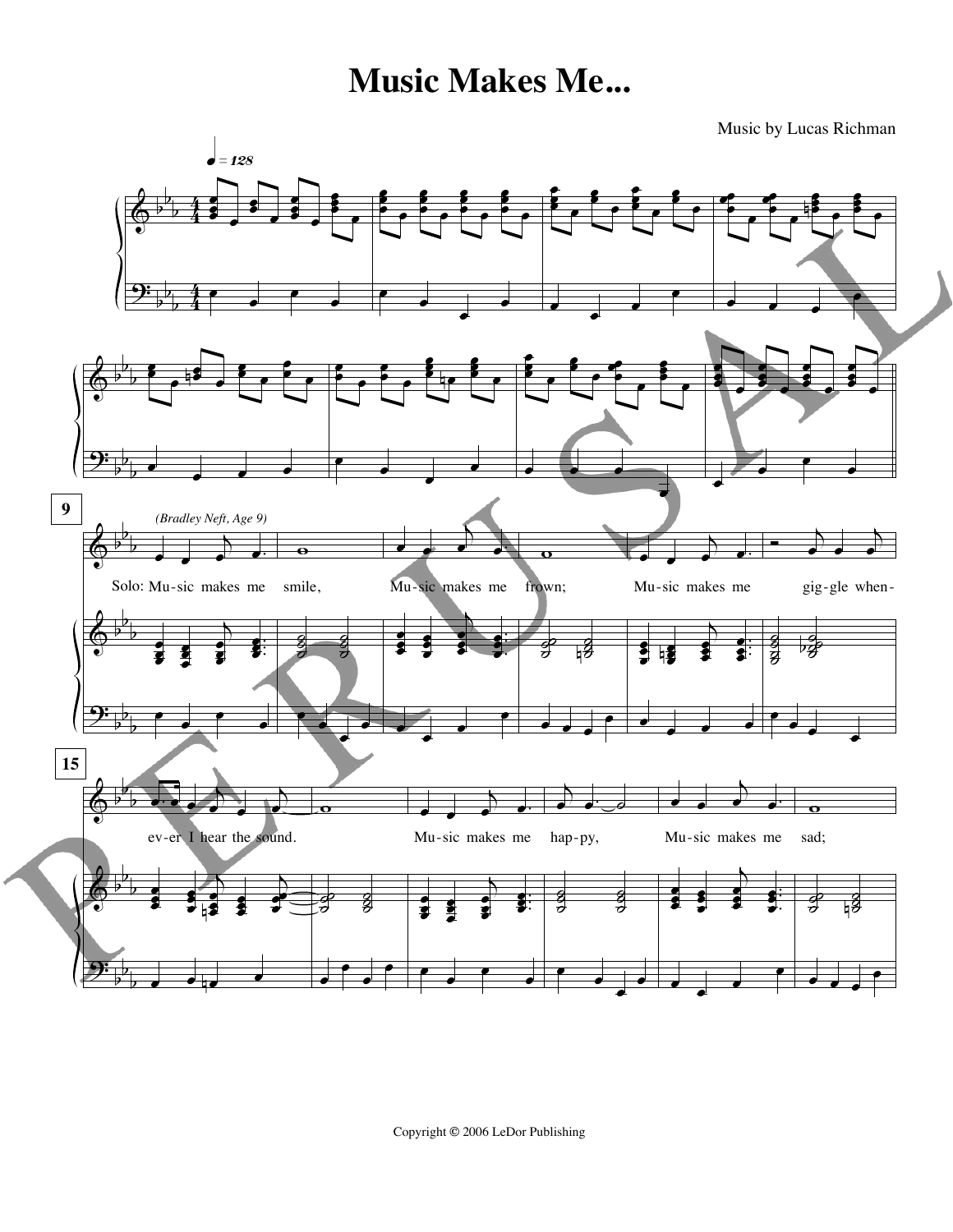# Music Makes Me...

Music by Lucas Richman

♩ = 128

*(Bradley Neft, Age 9)*

Solo: Mu-sic makes me smile, Mu-sic makes me frown; Mu-sic makes me gig-gle when-ev-er I hear the sound. Mu-sic makes me hap-py, Mu-sic makes me sad;

PERUSAL

Copyright © 2006 LeDor Publishing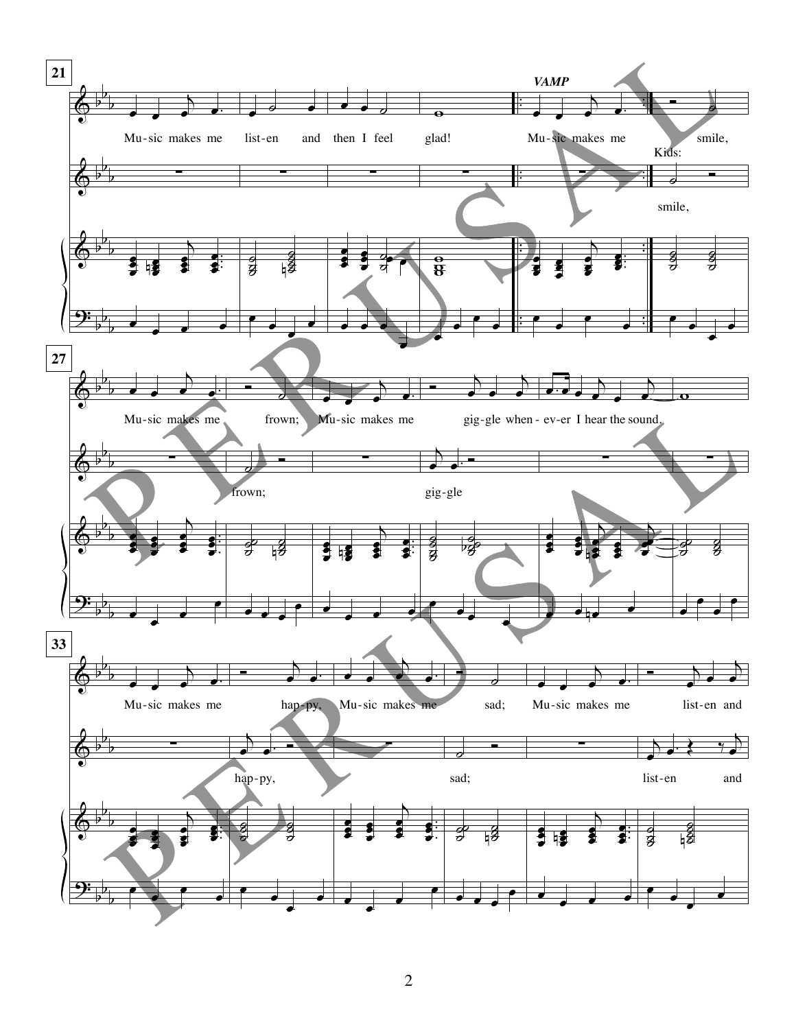**21**

*VAMP*

Mu-sic makes me list-en and then I feel glad! Mu-sic makes me smile,

Kids:

smile,

**27**

Mu-sic makes me frown; Mu-sic makes me gig-gle when-ev-er I hear the sound.

frown; gig-gle

**33**

Mu-sic makes me hap-py, Mu-sic makes me sad; Mu-sic makes me list-en and

hap-py, sad; list-en and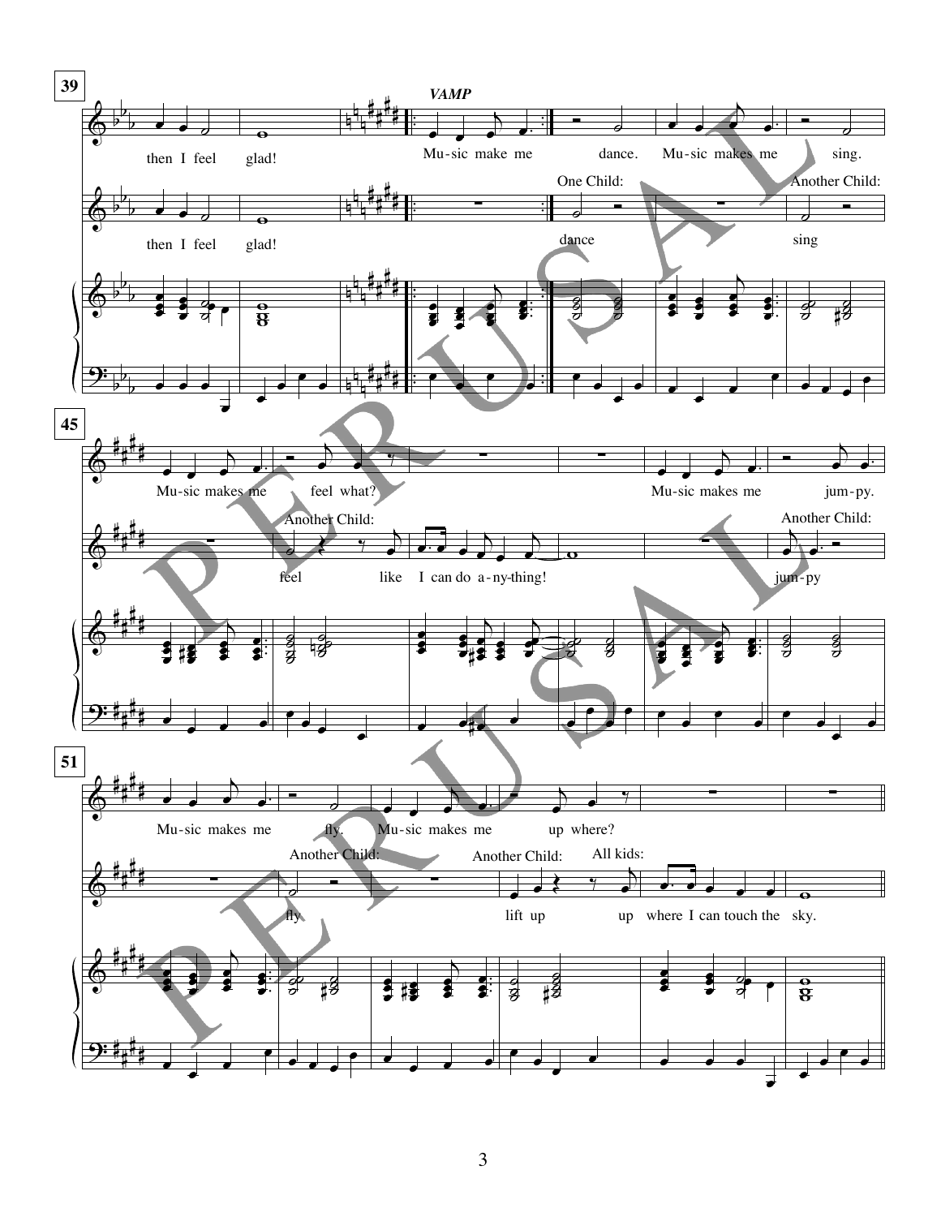**39**

*VAMP*

then I feel glad! Mu-sic make me dance. Mu-sic makes me sing.

then I feel glad!

One Child: dance

Another Child: sing

**45**

Mu-sic makes me feel what? Mu-sic makes me jum-py.

Another Child: feel like I can do a-ny-thing!

Another Child: jum-py

**51**

Mu-sic makes me fly. Mu-sic makes me up where?

Another Child: fly

Another Child: lift up

All kids: up where I can touch the sky.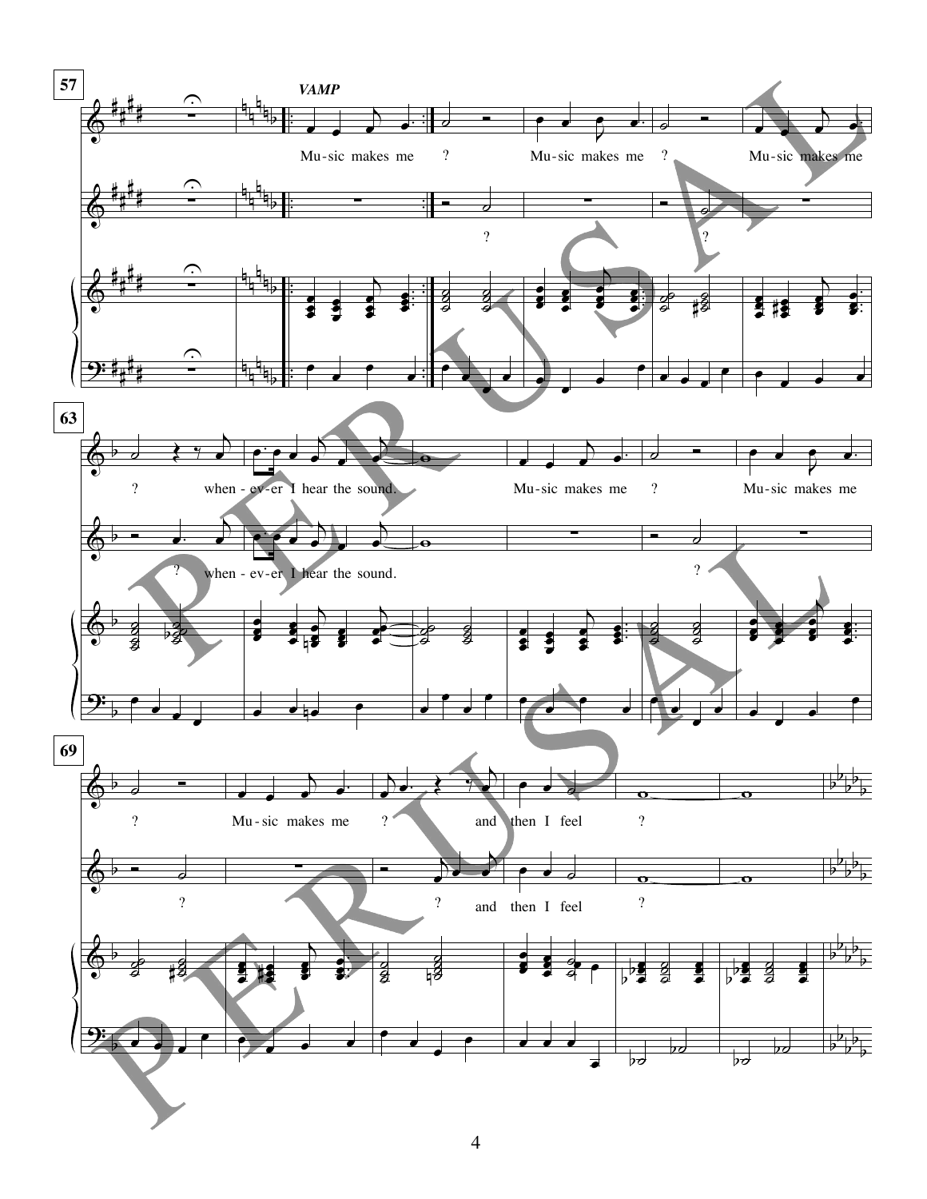**57**

*VAMP*

Mu-sic makes me ? Mu-sic makes me ? Mu-sic makes me

? ?

**63**

? when - ev - er I hear the sound. Mu-sic makes me ? Mu-sic makes me

? when - ev - er I hear the sound. ?

**69**

? Mu-sic makes me ? and then I feel ?

? ? and then I feel ?

PERUSAL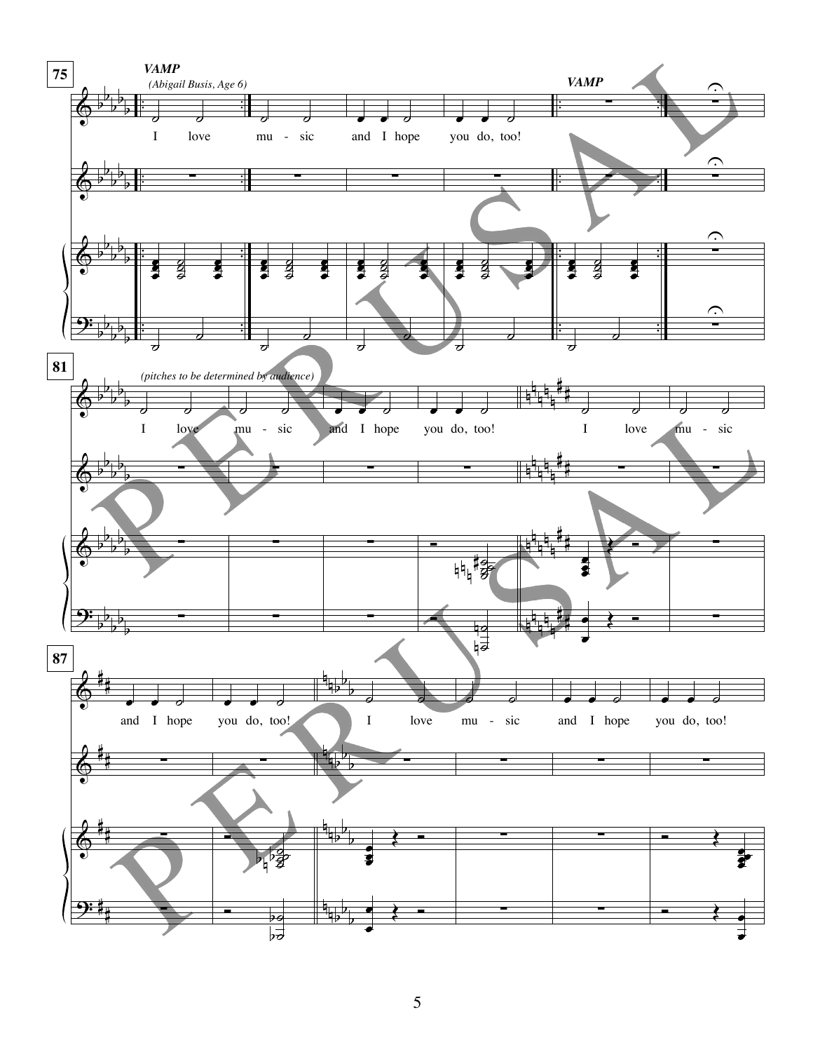**75**

***VAMP***

*(Abigail Busis, Age 6)*

I love mu - sic and I hope you do, too!

***VAMP***

**81**

*(pitches to be determined by audience)*

I love mu - sic and I hope you do, too! I love mu - sic

**87**

and I hope you do, too! I love mu - sic and I hope you do, too!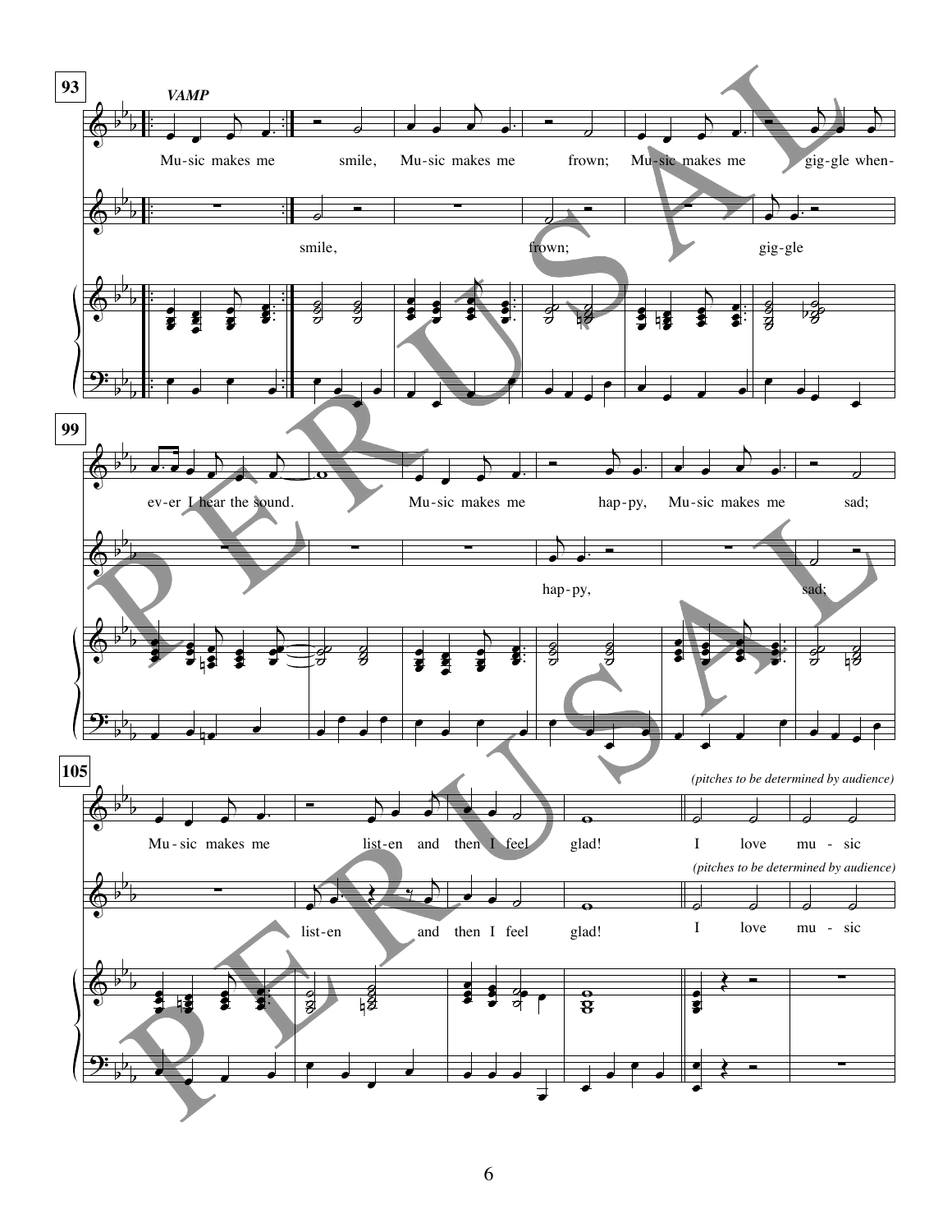93

*VAMP*

Mu-sic makes me smile, Mu-sic makes me frown; Mu-sic makes me gig-gle when-

smile, frown; gig-gle

99

ev-er I hear the sound. Mu-sic makes me hap-py, Mu-sic makes me sad;

hap-py, sad;

105

*(pitches to be determined by audience)*

Mu-sic makes me list-en and then I feel glad! I love mu-sic

*(pitches to be determined by audience)*

list-en and then I feel glad! I love mu-sic

PERUSAL PERUSAL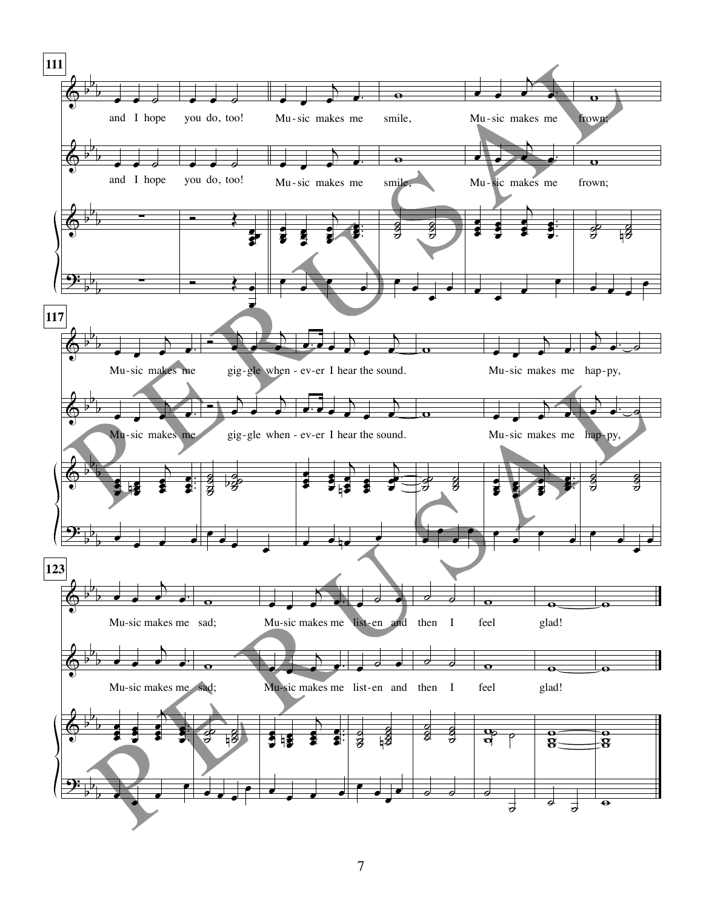111

and I hope you do, too! Mu-sic makes me smile, Mu-sic makes me frown;

and I hope you do, too! Mu-sic makes me smile, Mu-sic makes me frown;

117

Mu-sic makes me gig-gle when - ev-er I hear the sound. Mu-sic makes me hap-py,

Mu-sic makes me gig-gle when - ev-er I hear the sound. Mu-sic makes me hap-py,

123

Mu-sic makes me sad; Mu-sic makes me list-en and then I feel glad!

Mu-sic makes me sad; Mu-sic makes me list-en and then I feel glad!